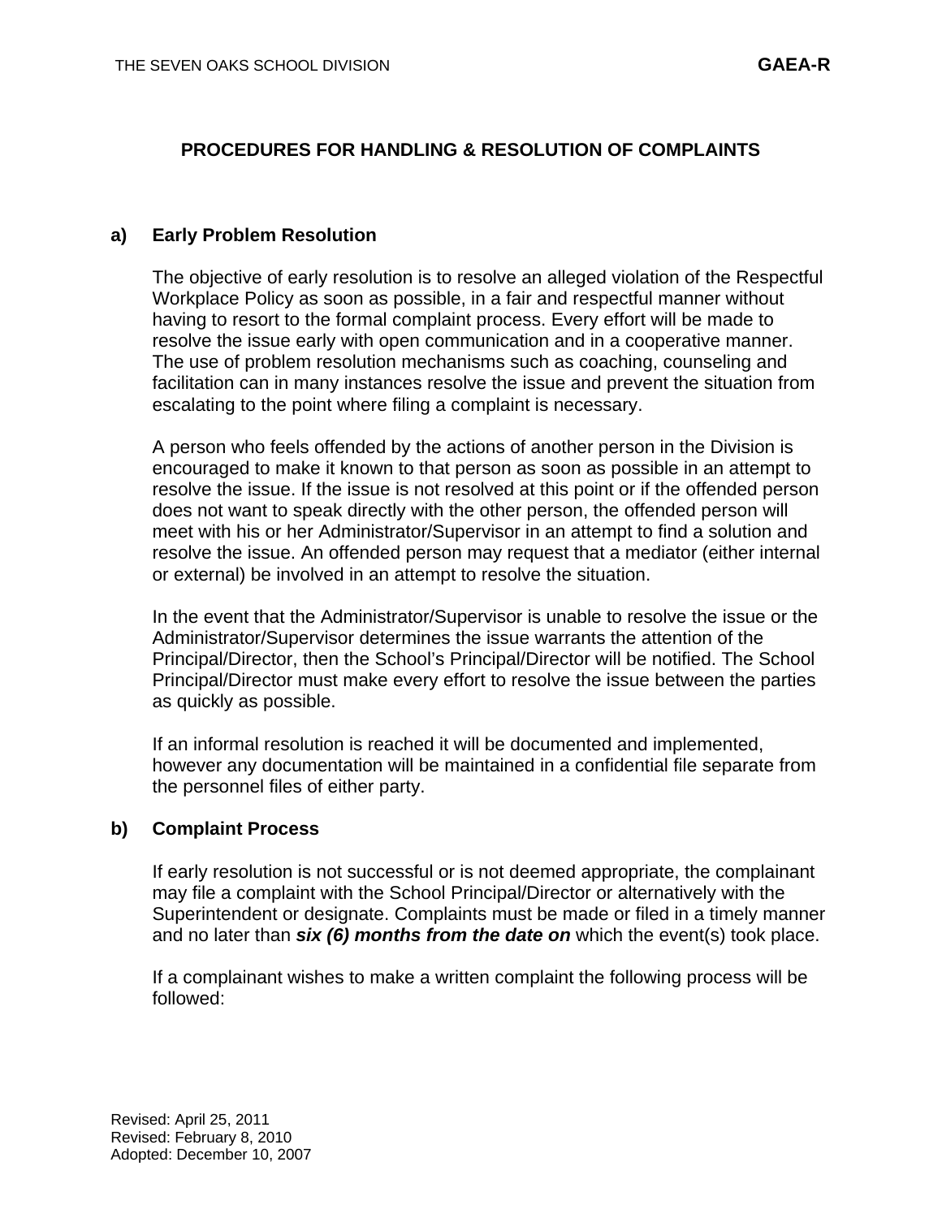# PROCEDURES FOR HANDLING & RESOLUTION OF COMPLAINTS

**a) Early Problem Resolution**

The objective of early resolution is to resolve an alleged violation of the Respectful Workplace Policy as soon as possible, in a fair and respectful manner without having to resort to the formal complaint process. Every effort will be made to resolve the issue early with open communication and in a cooperative manner. The use of problem resolution mechanisms such as coaching, counseling and facilitation can in many instances resolve the issue and prevent the situation from escalating to the point where filing a complaint is necessary.

A person who feels offended by the actions of another person in the Division is encouraged to make it known to that person as soon as possible in an attempt to resolve the issue. If the issue is not resolved at this point or if the offended person does not want to speak directly with the other person, the offended person will meet with his or her Administrator/Supervisor in an attempt to find a solution and resolve the issue. An offended person may request that a mediator (either internal or external) be involved in an attempt to resolve the situation.

In the event that the Administrator/Supervisor is unable to resolve the issue or the Administrator/Supervisor determines the issue warrants the attention of the Principal/Director, then the School's Principal/Director will be notified. The School Principal/Director must make every effort to resolve the issue between the parties as quickly as possible.

If an informal resolution is reached it will be documented and implemented, however any documentation will be maintained in a confidential file separate from the personnel files of either party.

**b) Complaint Process**

If early resolution is not successful or is not deemed appropriate, the complainant may file a complaint with the School Principal/Director or alternatively with the Superintendent or designate. Complaints must be made or filed in a timely manner and no later than ***six (6) months from the date on*** which the event(s) took place.

If a complainant wishes to make a written complaint the following process will be followed:

Revised: April 25, 2011
Revised: February 8, 2010
Adopted: December 10, 2007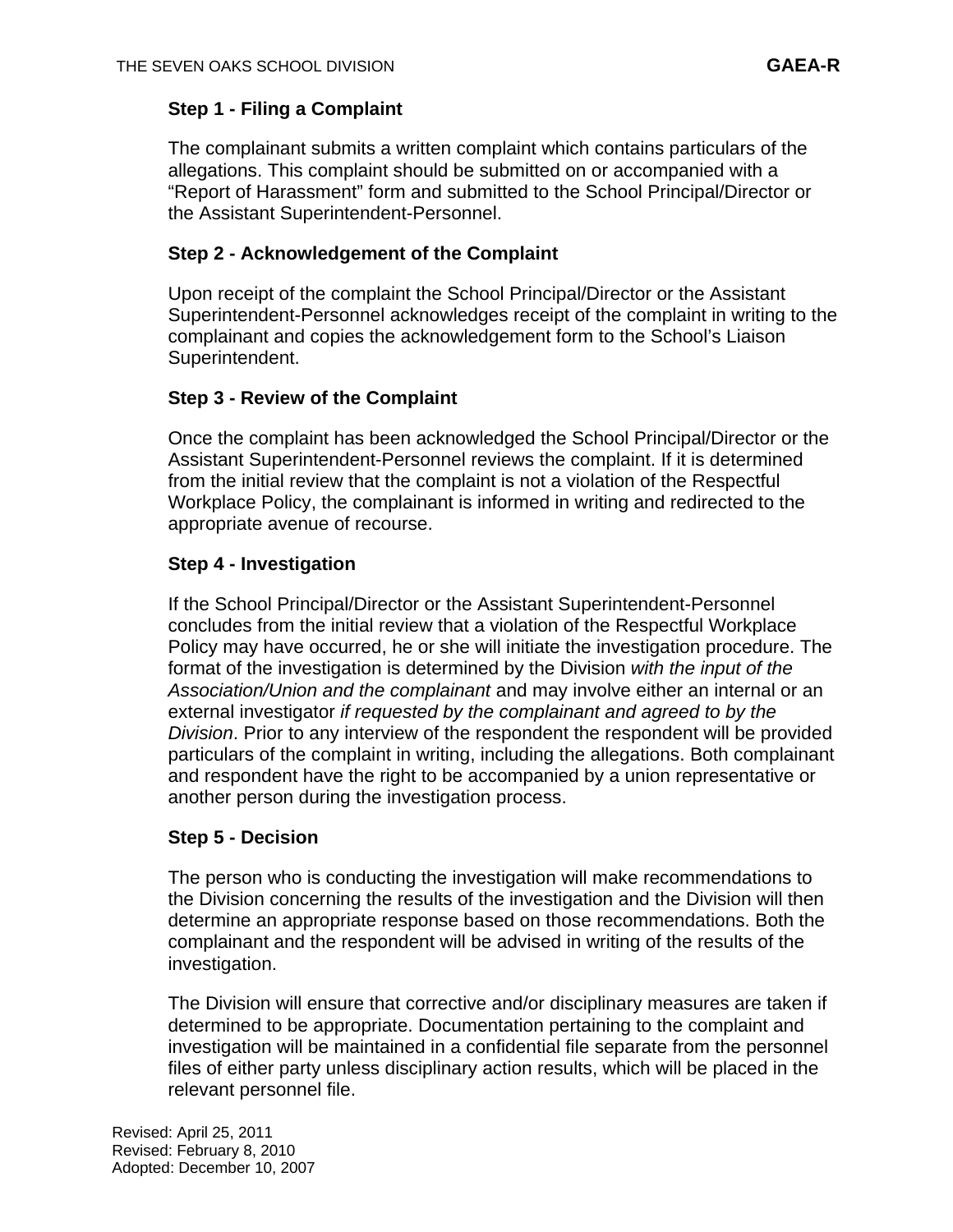**Step 1 - Filing a Complaint**

The complainant submits a written complaint which contains particulars of the allegations. This complaint should be submitted on or accompanied with a "Report of Harassment" form and submitted to the School Principal/Director or the Assistant Superintendent-Personnel.

**Step 2 - Acknowledgement of the Complaint**

Upon receipt of the complaint the School Principal/Director or the Assistant Superintendent-Personnel acknowledges receipt of the complaint in writing to the complainant and copies the acknowledgement form to the School's Liaison Superintendent.

**Step 3 - Review of the Complaint**

Once the complaint has been acknowledged the School Principal/Director or the Assistant Superintendent-Personnel reviews the complaint. If it is determined from the initial review that the complaint is not a violation of the Respectful Workplace Policy, the complainant is informed in writing and redirected to the appropriate avenue of recourse.

**Step 4 - Investigation**

If the School Principal/Director or the Assistant Superintendent-Personnel concludes from the initial review that a violation of the Respectful Workplace Policy may have occurred, he or she will initiate the investigation procedure. The format of the investigation is determined by the Division *with the input of the Association/Union and the complainant* and may involve either an internal or an external investigator *if requested by the complainant and agreed to by the Division*. Prior to any interview of the respondent the respondent will be provided particulars of the complaint in writing, including the allegations. Both complainant and respondent have the right to be accompanied by a union representative or another person during the investigation process.

**Step 5 - Decision**

The person who is conducting the investigation will make recommendations to the Division concerning the results of the investigation and the Division will then determine an appropriate response based on those recommendations. Both the complainant and the respondent will be advised in writing of the results of the investigation.

The Division will ensure that corrective and/or disciplinary measures are taken if determined to be appropriate. Documentation pertaining to the complaint and investigation will be maintained in a confidential file separate from the personnel files of either party unless disciplinary action results, which will be placed in the relevant personnel file.

Revised: April 25, 2011
Revised: February 8, 2010
Adopted: December 10, 2007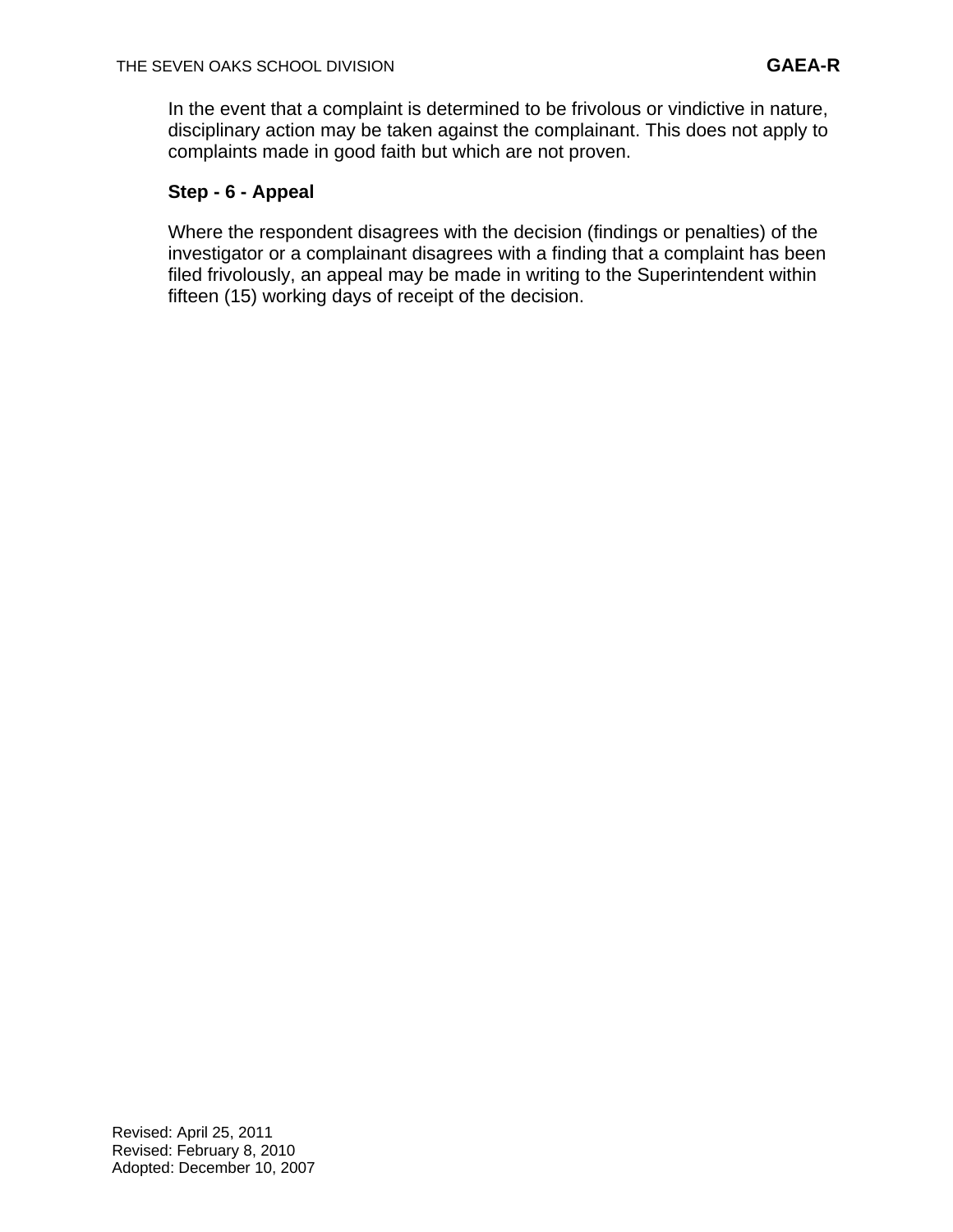In the event that a complaint is determined to be frivolous or vindictive in nature, disciplinary action may be taken against the complainant. This does not apply to complaints made in good faith but which are not proven.

**Step - 6 - Appeal**

Where the respondent disagrees with the decision (findings or penalties) of the investigator or a complainant disagrees with a finding that a complaint has been filed frivolously, an appeal may be made in writing to the Superintendent within fifteen (15) working days of receipt of the decision.

Revised: April 25, 2011
Revised: February 8, 2010
Adopted: December 10, 2007